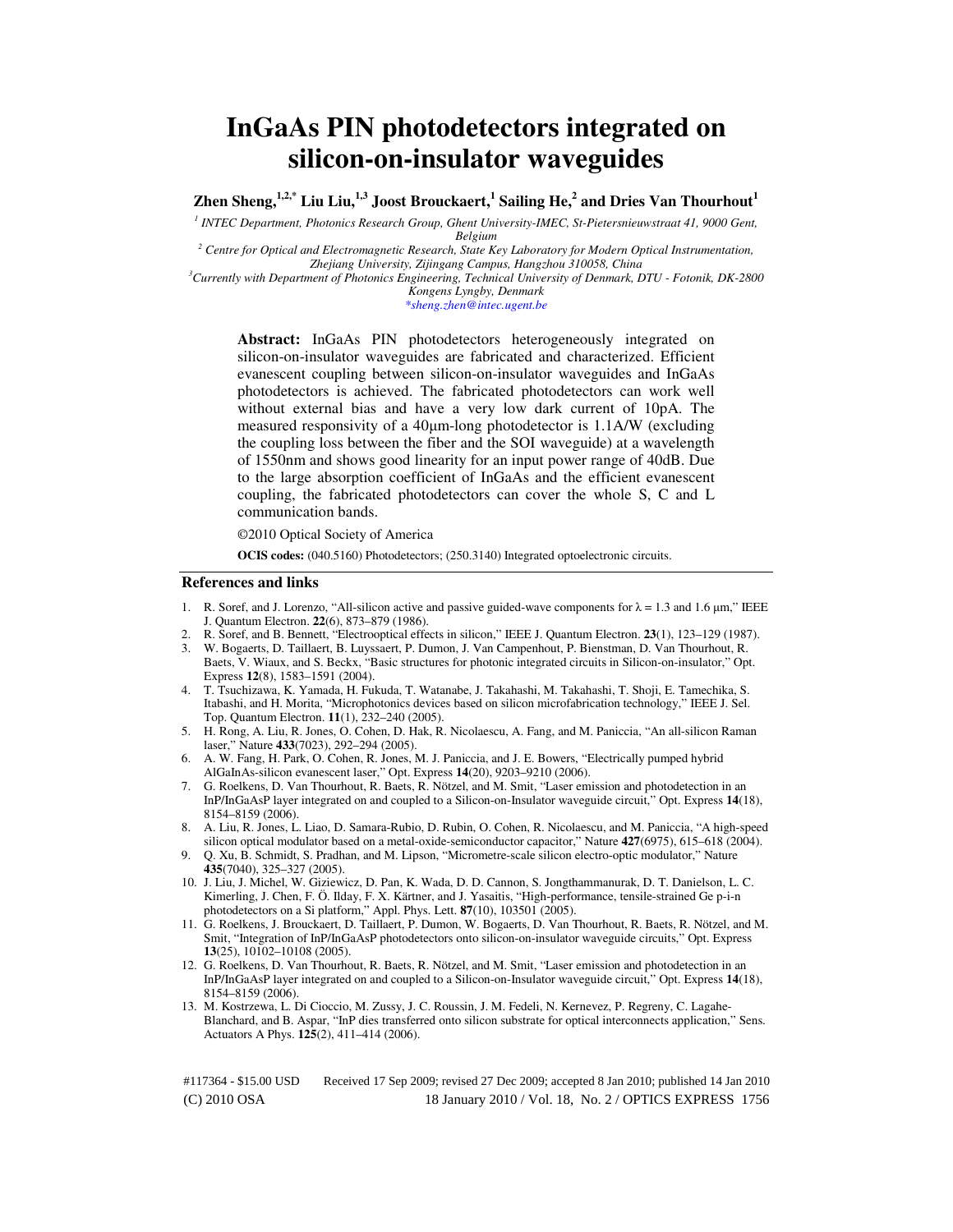# InGaAs PIN photodetectors integrated on silicon-on-insulator waveguides

**Zhen Sheng,[1,2,*] Liu Liu,[1,3] Joost Brouckaert,[1] Sailing He,[2] and Dries Van Thourhout[1]**

*[1] INTEC Department, Photonics Research Group, Ghent University-IMEC, St-Pietersnieuwstraat 41, 9000 Gent, Belgium*

*[2] Centre for Optical and Electromagnetic Research, State Key Laboratory for Modern Optical Instrumentation, Zhejiang University, Zijingang Campus, Hangzhou 310058, China*

*[3] Currently with Department of Photonics Engineering, Technical University of Denmark, DTU - Fotonik, DK-2800 Kongens Lyngby, Denmark*

*\*sheng.zhen@intec.ugent.be*

**Abstract:** InGaAs PIN photodetectors heterogeneously integrated on silicon-on-insulator waveguides are fabricated and characterized. Efficient evanescent coupling between silicon-on-insulator waveguides and InGaAs photodetectors is achieved. The fabricated photodetectors can work well without external bias and have a very low dark current of 10pA. The measured responsivity of a 40µm-long photodetector is 1.1A/W (excluding the coupling loss between the fiber and the SOI waveguide) at a wavelength of 1550nm and shows good linearity for an input power range of 40dB. Due to the large absorption coefficient of InGaAs and the efficient evanescent coupling, the fabricated photodetectors can cover the whole S, C and L communication bands.

©2010 Optical Society of America

**OCIS codes:** (040.5160) Photodetectors; (250.3140) Integrated optoelectronic circuits.

## References and links

1. R. Soref, and J. Lorenzo, "All-silicon active and passive guided-wave components for $\lambda$ = 1.3 and 1.6 µm," IEEE J. Quantum Electron. **22**(6), 873–879 (1986).
2. R. Soref, and B. Bennett, "Electrooptical effects in silicon," IEEE J. Quantum Electron. **23**(1), 123–129 (1987).
3. W. Bogaerts, D. Taillaert, B. Luyssaert, P. Dumon, J. Van Campenhout, P. Bienstman, D. Van Thourhout, R. Baets, V. Wiaux, and S. Beckx, "Basic structures for photonic integrated circuits in Silicon-on-insulator," Opt. Express **12**(8), 1583–1591 (2004).
4. T. Tsuchizawa, K. Yamada, H. Fukuda, T. Watanabe, J. Takahashi, M. Takahashi, T. Shoji, E. Tamechika, S. Itabashi, and H. Morita, "Microphotonics devices based on silicon microfabrication technology," IEEE J. Sel. Top. Quantum Electron. **11**(1), 232–240 (2005).
5. H. Rong, A. Liu, R. Jones, O. Cohen, D. Hak, R. Nicolaescu, A. Fang, and M. Paniccia, "An all-silicon Raman laser," Nature **433**(7023), 292–294 (2005).
6. A. W. Fang, H. Park, O. Cohen, R. Jones, M. J. Paniccia, and J. E. Bowers, "Electrically pumped hybrid AlGaInAs-silicon evanescent laser," Opt. Express **14**(20), 9203–9210 (2006).
7. G. Roelkens, D. Van Thourhout, R. Baets, R. Nötzel, and M. Smit, "Laser emission and photodetection in an InP/InGaAsP layer integrated on and coupled to a Silicon-on-Insulator waveguide circuit," Opt. Express **14**(18), 8154–8159 (2006).
8. A. Liu, R. Jones, L. Liao, D. Samara-Rubio, D. Rubin, O. Cohen, R. Nicolaescu, and M. Paniccia, "A high-speed silicon optical modulator based on a metal-oxide-semiconductor capacitor," Nature **427**(6975), 615–618 (2004).
9. Q. Xu, B. Schmidt, S. Pradhan, and M. Lipson, "Micrometre-scale silicon electro-optic modulator," Nature **435**(7040), 325–327 (2005).
10. J. Liu, J. Michel, W. Giziewicz, D. Pan, K. Wada, D. D. Cannon, S. Jongthammanurak, D. T. Danielson, L. C. Kimerling, J. Chen, F. Ö. Ilday, F. X. Kärtner, and J. Yasaitis, "High-performance, tensile-strained Ge p-i-n photodetectors on a Si platform," Appl. Phys. Lett. **87**(10), 103501 (2005).
11. G. Roelkens, J. Brouckaert, D. Taillaert, P. Dumon, W. Bogaerts, D. Van Thourhout, R. Baets, R. Nötzel, and M. Smit, "Integration of InP/InGaAsP photodetectors onto silicon-on-insulator waveguide circuits," Opt. Express **13**(25), 10102–10108 (2005).
12. G. Roelkens, D. Van Thourhout, R. Baets, R. Nötzel, and M. Smit, "Laser emission and photodetection in an InP/InGaAsP layer integrated on and coupled to a Silicon-on-Insulator waveguide circuit," Opt. Express **14**(18), 8154–8159 (2006).
13. M. Kostrzewa, L. Di Cioccio, M. Zussy, J. C. Roussin, J. M. Fedeli, N. Kernevez, P. Regreny, C. Lagahe-Blanchard, and B. Aspar, "InP dies transferred onto silicon substrate for optical interconnects application," Sens. Actuators A Phys. **125**(2), 411–414 (2006).

#117364 - $15.00 USD Received 17 Sep 2009; revised 27 Dec 2009; accepted 8 Jan 2010; published 14 Jan 2010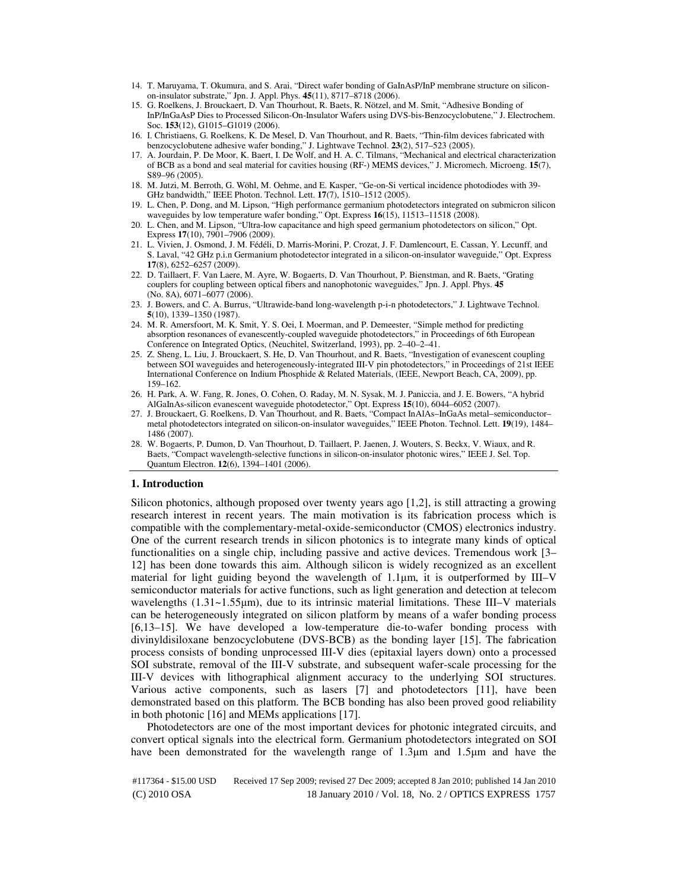14. T. Maruyama, T. Okumura, and S. Arai, "Direct wafer bonding of GaInAsP/InP membrane structure on silicon-on-insulator substrate," Jpn. J. Appl. Phys. **45**(11), 8717–8718 (2006).
15. G. Roelkens, J. Brouckaert, D. Van Thourhout, R. Baets, R. Nötzel, and M. Smit, "Adhesive Bonding of InP/InGaAsP Dies to Processed Silicon-On-Insulator Wafers using DVS-bis-Benzocyclobutene," J. Electrochem. Soc. **153**(12), G1015–G1019 (2006).
16. I. Christiaens, G. Roelkens, K. De Mesel, D. Van Thourhout, and R. Baets, "Thin-film devices fabricated with benzocyclobutene adhesive wafer bonding," J. Lightwave Technol. **23**(2), 517–523 (2005).
17. A. Jourdain, P. De Moor, K. Baert, I. De Wolf, and H. A. C. Tilmans, "Mechanical and electrical characterization of BCB as a bond and seal material for cavities housing (RF-) MEMS devices," J. Micromech. Microeng. **15**(7), S89–96 (2005).
18. M. Jutzi, M. Berroth, G. Wöhl, M. Oehme, and E. Kasper, "Ge-on-Si vertical incidence photodiodes with 39-GHz bandwidth," IEEE Photon. Technol. Lett. **17**(7), 1510–1512 (2005).
19. L. Chen, P. Dong, and M. Lipson, "High performance germanium photodetectors integrated on submicron silicon waveguides by low temperature wafer bonding," Opt. Express **16**(15), 11513–11518 (2008).
20. L. Chen, and M. Lipson, "Ultra-low capacitance and high speed germanium photodetectors on silicon," Opt. Express **17**(10), 7901–7906 (2009).
21. L. Vivien, J. Osmond, J. M. Fédéli, D. Marris-Morini, P. Crozat, J. F. Damlencourt, E. Cassan, Y. Lecunff, and S. Laval, "42 GHz p.i.n Germanium photodetector integrated in a silicon-on-insulator waveguide," Opt. Express **17**(8), 6252–6257 (2009).
22. D. Taillaert, F. Van Laere, M. Ayre, W. Bogaerts, D. Van Thourhout, P. Bienstman, and R. Baets, "Grating couplers for coupling between optical fibers and nanophotonic waveguides," Jpn. J. Appl. Phys. **45** (No. 8A), 6071–6077 (2006).
23. J. Bowers, and C. A. Burrus, "Ultrawide-band long-wavelength p-i-n photodetectors," J. Lightwave Technol. **5**(10), 1339–1350 (1987).
24. M. R. Amersfoort, M. K. Smit, Y. S. Oei, I. Moerman, and P. Demeester, "Simple method for predicting absorption resonances of evanescently-coupled waveguide photodetectors," in Proceedings of 6th European Conference on Integrated Optics, (Neuchitel, Switzerland, 1993), pp. 2–40–2–41.
25. Z. Sheng, L. Liu, J. Brouckaert, S. He, D. Van Thourhout, and R. Baets, "Investigation of evanescent coupling between SOI waveguides and heterogeneously-integrated III-V pin photodetectors," in Proceedings of 21st IEEE International Conference on Indium Phosphide & Related Materials, (IEEE, Newport Beach, CA, 2009), pp. 159–162.
26. H. Park, A. W. Fang, R. Jones, O. Cohen, O. Raday, M. N. Sysak, M. J. Paniccia, and J. E. Bowers, "A hybrid AlGaInAs-silicon evanescent waveguide photodetector," Opt. Express **15**(10), 6044–6052 (2007).
27. J. Brouckaert, G. Roelkens, D. Van Thourhout, and R. Baets, "Compact InAlAs–InGaAs metal–semiconductor–metal photodetectors integrated on silicon-on-insulator waveguides," IEEE Photon. Technol. Lett. **19**(19), 1484–1486 (2007).
28. W. Bogaerts, P. Dumon, D. Van Thourhout, D. Taillaert, P. Jaenen, J. Wouters, S. Beckx, V. Wiaux, and R. Baets, "Compact wavelength-selective functions in silicon-on-insulator photonic wires," IEEE J. Sel. Top. Quantum Electron. **12**(6), 1394–1401 (2006).

## 1. Introduction

Silicon photonics, although proposed over twenty years ago [1,2], is still attracting a growing research interest in recent years. The main motivation is its fabrication process which is compatible with the complementary-metal-oxide-semiconductor (CMOS) electronics industry. One of the current research trends in silicon photonics is to integrate many kinds of optical functionalities on a single chip, including passive and active devices. Tremendous work [3–12] has been done towards this aim. Although silicon is widely recognized as an excellent material for light guiding beyond the wavelength of 1.1μm, it is outperformed by III–V semiconductor materials for active functions, such as light generation and detection at telecom wavelengths (1.31~1.55μm), due to its intrinsic material limitations. These III–V materials can be heterogeneously integrated on silicon platform by means of a wafer bonding process [6,13–15]. We have developed a low-temperature die-to-wafer bonding process with divinyldisiloxane benzocyclobutene (DVS-BCB) as the bonding layer [15]. The fabrication process consists of bonding unprocessed III-V dies (epitaxial layers down) onto a processed SOI substrate, removal of the III-V substrate, and subsequent wafer-scale processing for the III-V devices with lithographical alignment accuracy to the underlying SOI structures. Various active components, such as lasers [7] and photodetectors [11], have been demonstrated based on this platform. The BCB bonding has also been proved good reliability in both photonic [16] and MEMs applications [17].

Photodetectors are one of the most important devices for photonic integrated circuits, and convert optical signals into the electrical form. Germanium photodetectors integrated on SOI have been demonstrated for the wavelength range of 1.3μm and 1.5μm and have the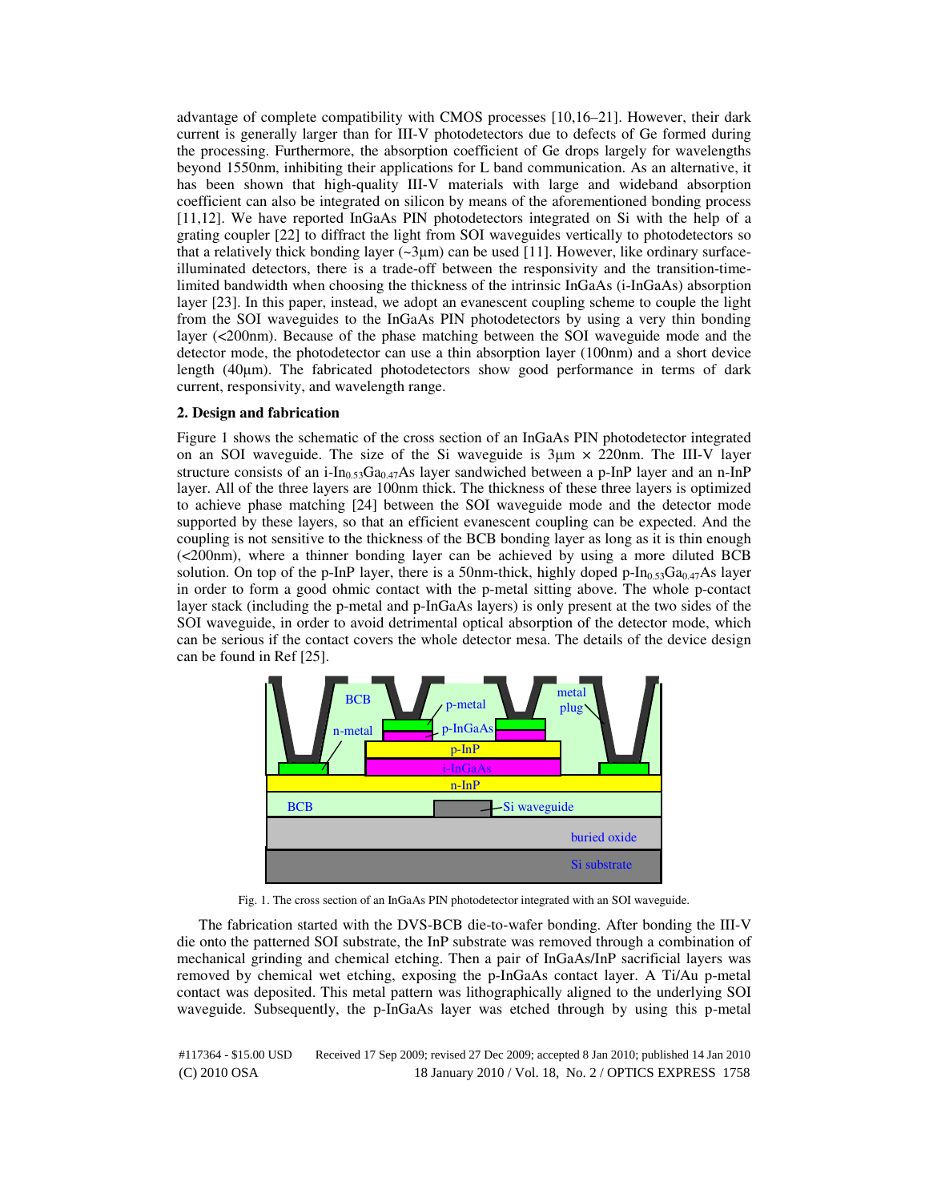advantage of complete compatibility with CMOS processes [10,16–21]. However, their dark current is generally larger than for III-V photodetectors due to defects of Ge formed during the processing. Furthermore, the absorption coefficient of Ge drops largely for wavelengths beyond 1550nm, inhibiting their applications for L band communication. As an alternative, it has been shown that high-quality III-V materials with large and wideband absorption coefficient can also be integrated on silicon by means of the aforementioned bonding process [11,12]. We have reported InGaAs PIN photodetectors integrated on Si with the help of a grating coupler [22] to diffract the light from SOI waveguides vertically to photodetectors so that a relatively thick bonding layer (~3μm) can be used [11]. However, like ordinary surface-illuminated detectors, there is a trade-off between the responsivity and the transition-time-limited bandwidth when choosing the thickness of the intrinsic InGaAs (i-InGaAs) absorption layer [23]. In this paper, instead, we adopt an evanescent coupling scheme to couple the light from the SOI waveguides to the InGaAs PIN photodetectors by using a very thin bonding layer (<200nm). Because of the phase matching between the SOI waveguide mode and the detector mode, the photodetector can use a thin absorption layer (100nm) and a short device length (40μm). The fabricated photodetectors show good performance in terms of dark current, responsivity, and wavelength range.

## 2. Design and fabrication

Figure 1 shows the schematic of the cross section of an InGaAs PIN photodetector integrated on an SOI waveguide. The size of the Si waveguide is 3μm × 220nm. The III-V layer structure consists of an i-$In_{0.53}Ga_{0.47}As$ layer sandwiched between a p-InP layer and an n-InP layer. All of the three layers are 100nm thick. The thickness of these three layers is optimized to achieve phase matching [24] between the SOI waveguide mode and the detector mode supported by these layers, so that an efficient evanescent coupling can be expected. And the coupling is not sensitive to the thickness of the BCB bonding layer as long as it is thin enough (<200nm), where a thinner bonding layer can be achieved by using a more diluted BCB solution. On top of the p-InP layer, there is a 50nm-thick, highly doped p-$In_{0.53}Ga_{0.47}As$ layer in order to form a good ohmic contact with the p-metal sitting above. The whole p-contact layer stack (including the p-metal and p-InGaAs layers) is only present at the two sides of the SOI waveguide, in order to avoid detrimental optical absorption of the detector mode, which can be serious if the contact covers the whole detector mesa. The details of the device design can be found in Ref [25].

Fig. 1. The cross section of an InGaAs PIN photodetector integrated with an SOI waveguide.

The fabrication started with the DVS-BCB die-to-wafer bonding. After bonding the III-V die onto the patterned SOI substrate, the InP substrate was removed through a combination of mechanical grinding and chemical etching. Then a pair of InGaAs/InP sacrificial layers was removed by chemical wet etching, exposing the p-InGaAs contact layer. A Ti/Au p-metal contact was deposited. This metal pattern was lithographically aligned to the underlying SOI waveguide. Subsequently, the p-InGaAs layer was etched through by using this p-metal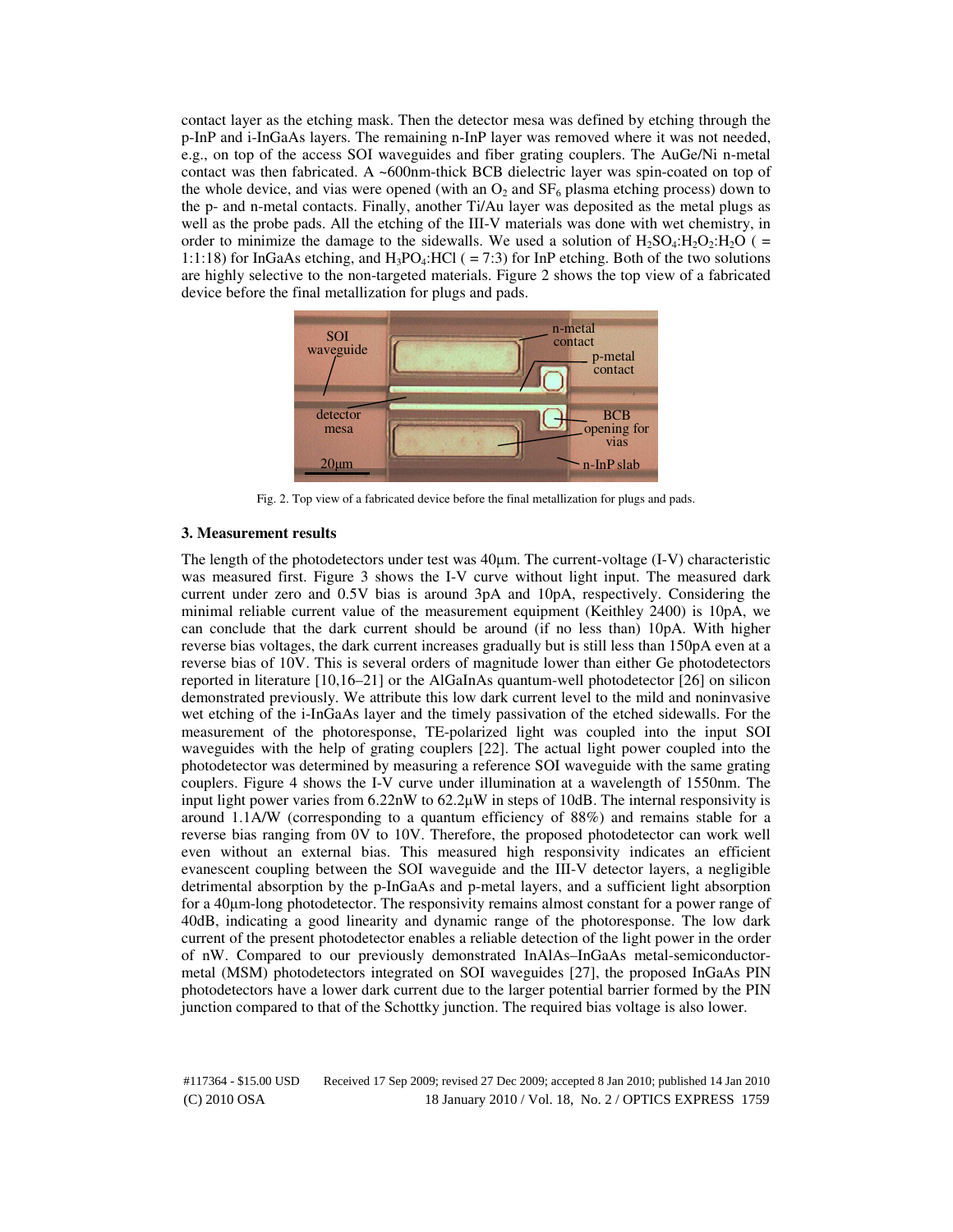contact layer as the etching mask. Then the detector mesa was defined by etching through the p-InP and i-InGaAs layers. The remaining n-InP layer was removed where it was not needed, e.g., on top of the access SOI waveguides and fiber grating couplers. The AuGe/Ni n-metal contact was then fabricated. A ~600nm-thick BCB dielectric layer was spin-coated on top of the whole device, and vias were opened (with an $O_2$ and $SF_6$ plasma etching process) down to the p- and n-metal contacts. Finally, another Ti/Au layer was deposited as the metal plugs as well as the probe pads. All the etching of the III-V materials was done with wet chemistry, in order to minimize the damage to the sidewalls. We used a solution of $H_2SO_4$:$H_2O_2$:$H_2O$ ( = 1:1:18) for InGaAs etching, and $H_3PO_4$:HCl ( = 7:3) for InP etching. Both of the two solutions are highly selective to the non-targeted materials. Figure 2 shows the top view of a fabricated device before the final metallization for plugs and pads.

Fig. 2. Top view of a fabricated device before the final metallization for plugs and pads.

### 3. Measurement results

The length of the photodetectors under test was 40µm. The current-voltage (I-V) characteristic was measured first. Figure 3 shows the I-V curve without light input. The measured dark current under zero and 0.5V bias is around 3pA and 10pA, respectively. Considering the minimal reliable current value of the measurement equipment (Keithley 2400) is 10pA, we can conclude that the dark current should be around (if no less than) 10pA. With higher reverse bias voltages, the dark current increases gradually but is still less than 150pA even at a reverse bias of 10V. This is several orders of magnitude lower than either Ge photodetectors reported in literature [10,16–21] or the AlGaInAs quantum-well photodetector [26] on silicon demonstrated previously. We attribute this low dark current level to the mild and noninvasive wet etching of the i-InGaAs layer and the timely passivation of the etched sidewalls. For the measurement of the photoresponse, TE-polarized light was coupled into the input SOI waveguides with the help of grating couplers [22]. The actual light power coupled into the photodetector was determined by measuring a reference SOI waveguide with the same grating couplers. Figure 4 shows the I-V curve under illumination at a wavelength of 1550nm. The input light power varies from 6.22nW to 62.2µW in steps of 10dB. The internal responsivity is around 1.1A/W (corresponding to a quantum efficiency of 88%) and remains stable for a reverse bias ranging from 0V to 10V. Therefore, the proposed photodetector can work well even without an external bias. This measured high responsivity indicates an efficient evanescent coupling between the SOI waveguide and the III-V detector layers, a negligible detrimental absorption by the p-InGaAs and p-metal layers, and a sufficient light absorption for a 40µm-long photodetector. The responsivity remains almost constant for a power range of 40dB, indicating a good linearity and dynamic range of the photoresponse. The low dark current of the present photodetector enables a reliable detection of the light power in the order of nW. Compared to our previously demonstrated InAlAs–InGaAs metal-semiconductor-metal (MSM) photodetectors integrated on SOI waveguides [27], the proposed InGaAs PIN photodetectors have a lower dark current due to the larger potential barrier formed by the PIN junction compared to that of the Schottky junction. The required bias voltage is also lower.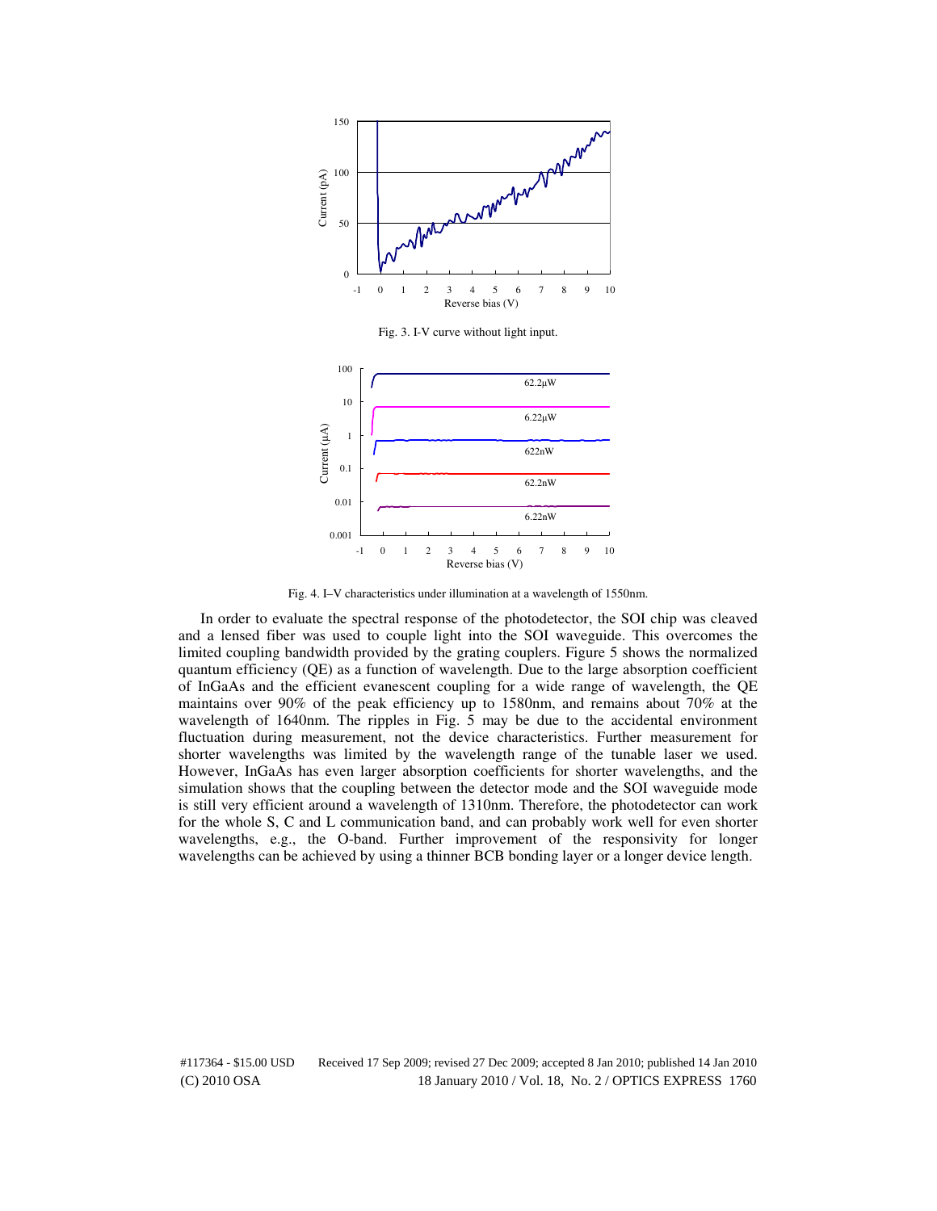Fig. 3. I-V curve without light input.

Fig. 4. I–V characteristics under illumination at a wavelength of 1550nm.

In order to evaluate the spectral response of the photodetector, the SOI chip was cleaved and a lensed fiber was used to couple light into the SOI waveguide. This overcomes the limited coupling bandwidth provided by the grating couplers. Figure 5 shows the normalized quantum efficiency (QE) as a function of wavelength. Due to the large absorption coefficient of InGaAs and the efficient evanescent coupling for a wide range of wavelength, the QE maintains over 90% of the peak efficiency up to 1580nm, and remains about 70% at the wavelength of 1640nm. The ripples in Fig. 5 may be due to the accidental environment fluctuation during measurement, not the device characteristics. Further measurement for shorter wavelengths was limited by the wavelength range of the tunable laser we used. However, InGaAs has even larger absorption coefficients for shorter wavelengths, and the simulation shows that the coupling between the detector mode and the SOI waveguide mode is still very efficient around a wavelength of 1310nm. Therefore, the photodetector can work for the whole S, C and L communication band, and can probably work well for even shorter wavelengths, e.g., the O-band. Further improvement of the responsivity for longer wavelengths can be achieved by using a thinner BCB bonding layer or a longer device length.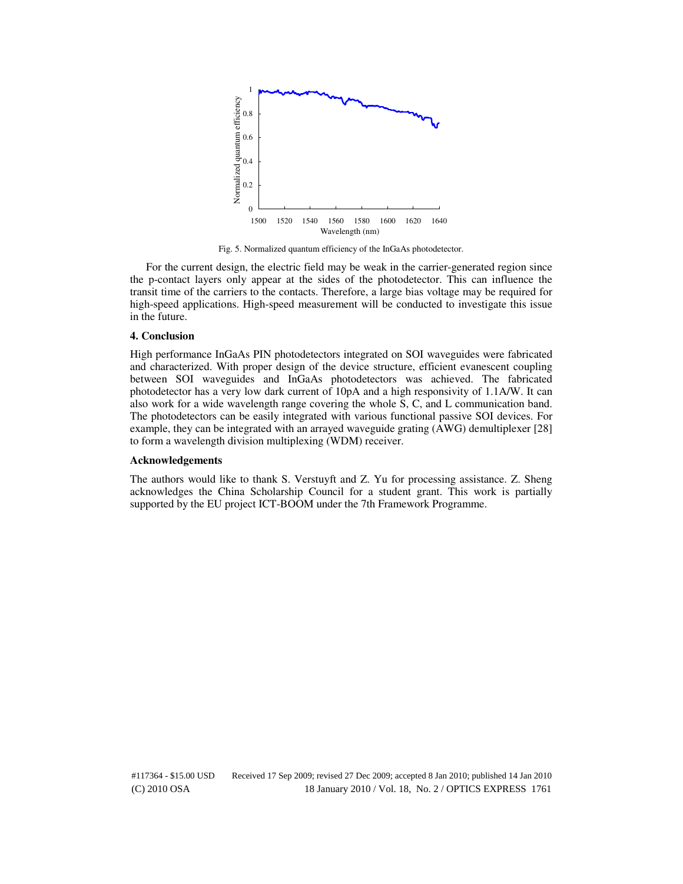1
0.8
0.6
0.4
0.2
0
1500 1520 1540 1560 1580 1600 1620 1640
Wavelength (nm)
Normalized quantum efficiency

Fig. 5. Normalized quantum efficiency of the InGaAs photodetector.

For the current design, the electric field may be weak in the carrier-generated region since the p-contact layers only appear at the sides of the photodetector. This can influence the transit time of the carriers to the contacts. Therefore, a large bias voltage may be required for high-speed applications. High-speed measurement will be conducted to investigate this issue in the future.

## 4. Conclusion

High performance InGaAs PIN photodetectors integrated on SOI waveguides were fabricated and characterized. With proper design of the device structure, efficient evanescent coupling between SOI waveguides and InGaAs photodetectors was achieved. The fabricated photodetector has a very low dark current of 10pA and a high responsivity of 1.1A/W. It can also work for a wide wavelength range covering the whole S, C, and L communication band. The photodetectors can be easily integrated with various functional passive SOI devices. For example, they can be integrated with an arrayed waveguide grating (AWG) demultiplexer [28] to form a wavelength division multiplexing (WDM) receiver.

## Acknowledgements

The authors would like to thank S. Verstuyft and Z. Yu for processing assistance. Z. Sheng acknowledges the China Scholarship Council for a student grant. This work is partially supported by the EU project ICT-BOOM under the 7th Framework Programme.

#117364 - $15.00 USD Received 17 Sep 2009; revised 27 Dec 2009; accepted 8 Jan 2010; published 14 Jan 2010
(C) 2010 OSA